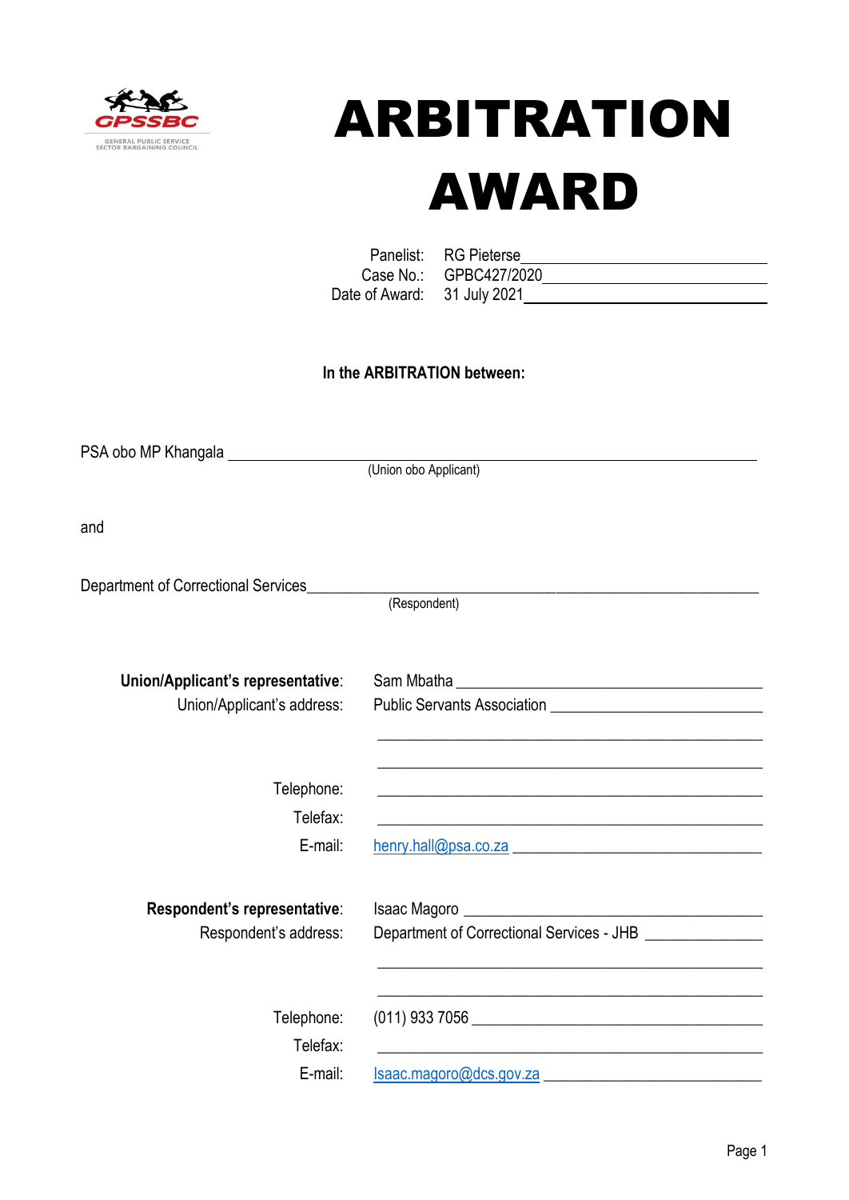GPSSBC

GENERAL PUBLIC SERVICE SECTOR BARGAINING COUNCIL

# ARBITRATION AWARD

Panelist: RG Pieterse
Case No.: GPBC427/2020
Date of Award: 31 July 2021

**In the ARBITRATION between:**

PSA obo MP Khangala
(Union obo Applicant)

and

Department of Correctional Services
(Respondent)

**Union/Applicant's representative**: Sam Mbatha
Union/Applicant's address: Public Servants Association

Telephone:
Telefax:
E-mail: henry.hall@psa.co.za

**Respondent's representative**: Isaac Magoro
Respondent's address: Department of Correctional Services - JHB

Telephone: (011) 933 7056
Telefax:
E-mail: Isaac.magoro@dcs.gov.za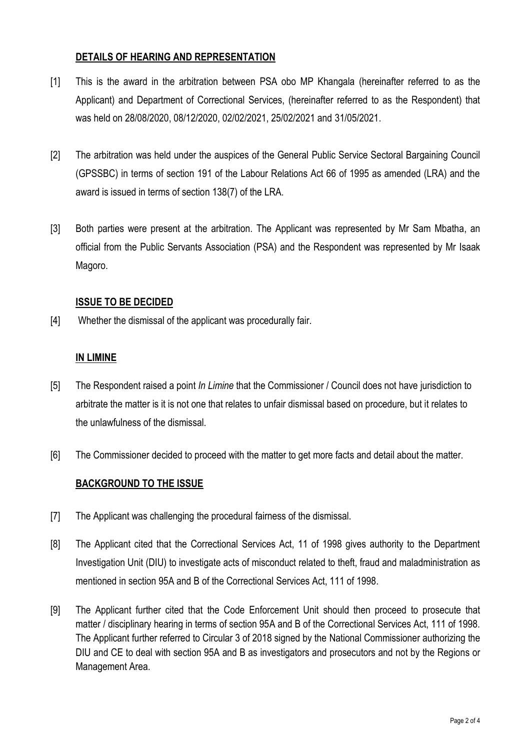## DETAILS OF HEARING AND REPRESENTATION

[1] This is the award in the arbitration between PSA obo MP Khangala (hereinafter referred to as the Applicant) and Department of Correctional Services, (hereinafter referred to as the Respondent) that was held on 28/08/2020, 08/12/2020, 02/02/2021, 25/02/2021 and 31/05/2021.

[2] The arbitration was held under the auspices of the General Public Service Sectoral Bargaining Council (GPSSBC) in terms of section 191 of the Labour Relations Act 66 of 1995 as amended (LRA) and the award is issued in terms of section 138(7) of the LRA.

[3] Both parties were present at the arbitration. The Applicant was represented by Mr Sam Mbatha, an official from the Public Servants Association (PSA) and the Respondent was represented by Mr Isaak Magoro.

## ISSUE TO BE DECIDED

[4] Whether the dismissal of the applicant was procedurally fair.

## IN LIMINE

[5] The Respondent raised a point *In Limine* that the Commissioner / Council does not have jurisdiction to arbitrate the matter is it is not one that relates to unfair dismissal based on procedure, but it relates to the unlawfulness of the dismissal.

[6] The Commissioner decided to proceed with the matter to get more facts and detail about the matter.

## BACKGROUND TO THE ISSUE

[7] The Applicant was challenging the procedural fairness of the dismissal.

[8] The Applicant cited that the Correctional Services Act, 11 of 1998 gives authority to the Department Investigation Unit (DIU) to investigate acts of misconduct related to theft, fraud and maladministration as mentioned in section 95A and B of the Correctional Services Act, 111 of 1998.

[9] The Applicant further cited that the Code Enforcement Unit should then proceed to prosecute that matter / disciplinary hearing in terms of section 95A and B of the Correctional Services Act, 111 of 1998. The Applicant further referred to Circular 3 of 2018 signed by the National Commissioner authorizing the DIU and CE to deal with section 95A and B as investigators and prosecutors and not by the Regions or Management Area.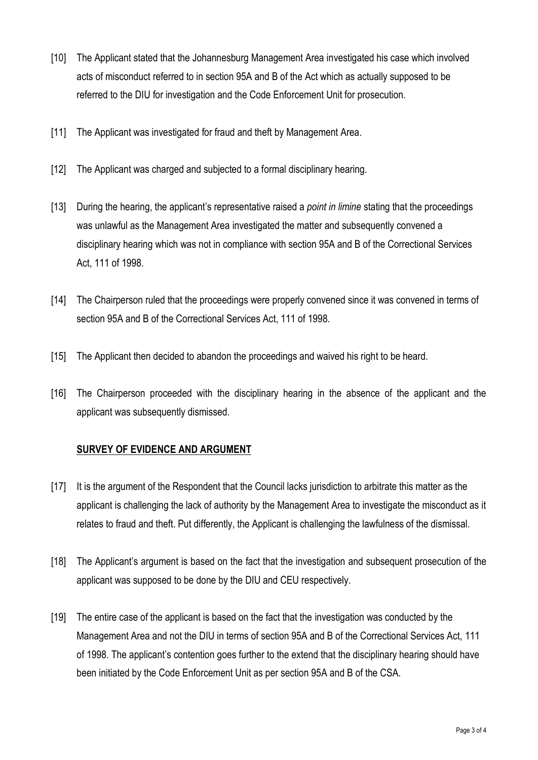[10] The Applicant stated that the Johannesburg Management Area investigated his case which involved acts of misconduct referred to in section 95A and B of the Act which as actually supposed to be referred to the DIU for investigation and the Code Enforcement Unit for prosecution.

[11] The Applicant was investigated for fraud and theft by Management Area.

[12] The Applicant was charged and subjected to a formal disciplinary hearing.

[13] During the hearing, the applicant's representative raised a *point in limine* stating that the proceedings was unlawful as the Management Area investigated the matter and subsequently convened a disciplinary hearing which was not in compliance with section 95A and B of the Correctional Services Act, 111 of 1998.

[14] The Chairperson ruled that the proceedings were properly convened since it was convened in terms of section 95A and B of the Correctional Services Act, 111 of 1998.

[15] The Applicant then decided to abandon the proceedings and waived his right to be heard.

[16] The Chairperson proceeded with the disciplinary hearing in the absence of the applicant and the applicant was subsequently dismissed.

## SURVEY OF EVIDENCE AND ARGUMENT

[17] It is the argument of the Respondent that the Council lacks jurisdiction to arbitrate this matter as the applicant is challenging the lack of authority by the Management Area to investigate the misconduct as it relates to fraud and theft. Put differently, the Applicant is challenging the lawfulness of the dismissal.

[18] The Applicant's argument is based on the fact that the investigation and subsequent prosecution of the applicant was supposed to be done by the DIU and CEU respectively.

[19] The entire case of the applicant is based on the fact that the investigation was conducted by the Management Area and not the DIU in terms of section 95A and B of the Correctional Services Act, 111 of 1998. The applicant's contention goes further to the extend that the disciplinary hearing should have been initiated by the Code Enforcement Unit as per section 95A and B of the CSA.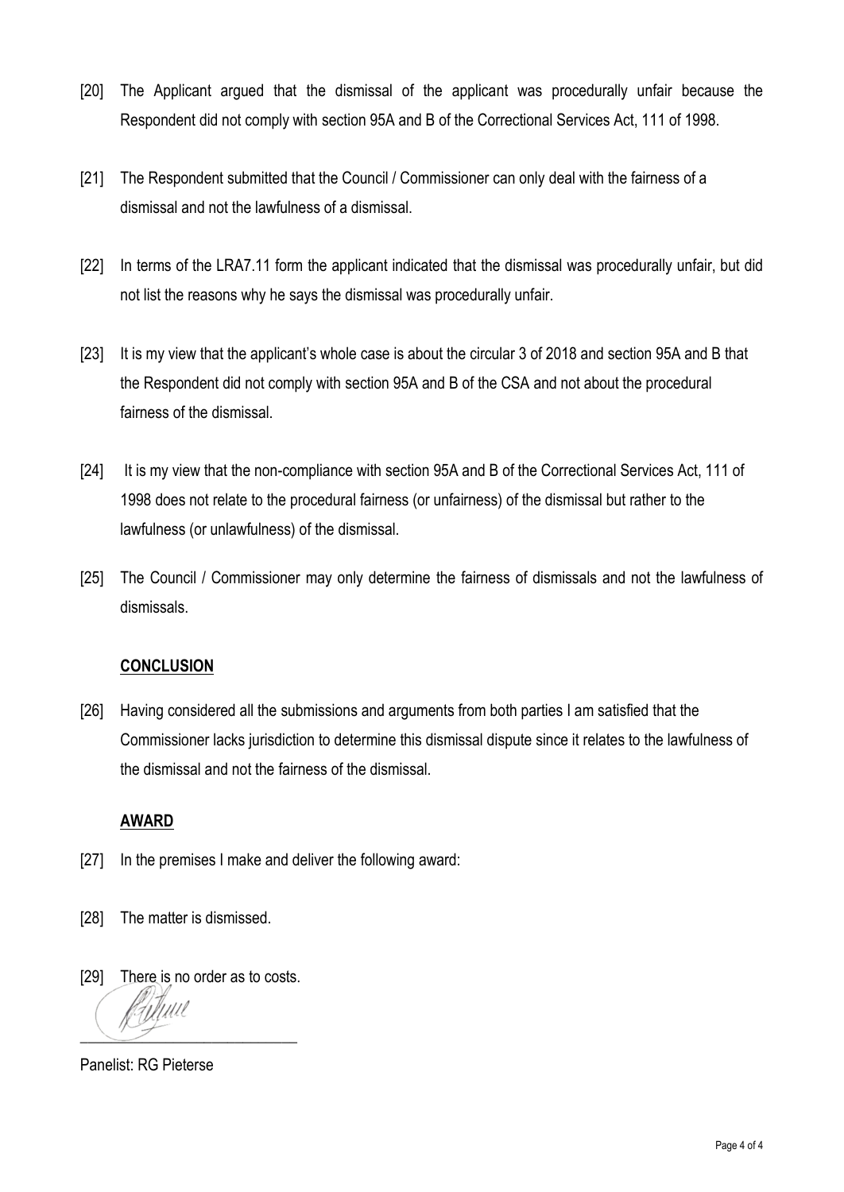[20] The Applicant argued that the dismissal of the applicant was procedurally unfair because the Respondent did not comply with section 95A and B of the Correctional Services Act, 111 of 1998.

[21] The Respondent submitted that the Council / Commissioner can only deal with the fairness of a dismissal and not the lawfulness of a dismissal.

[22] In terms of the LRA7.11 form the applicant indicated that the dismissal was procedurally unfair, but did not list the reasons why he says the dismissal was procedurally unfair.

[23] It is my view that the applicant's whole case is about the circular 3 of 2018 and section 95A and B that the Respondent did not comply with section 95A and B of the CSA and not about the procedural fairness of the dismissal.

[24] It is my view that the non-compliance with section 95A and B of the Correctional Services Act, 111 of 1998 does not relate to the procedural fairness (or unfairness) of the dismissal but rather to the lawfulness (or unlawfulness) of the dismissal.

[25] The Council / Commissioner may only determine the fairness of dismissals and not the lawfulness of dismissals.

**CONCLUSION**

[26] Having considered all the submissions and arguments from both parties I am satisfied that the Commissioner lacks jurisdiction to determine this dismissal dispute since it relates to the lawfulness of the dismissal and not the fairness of the dismissal.

**AWARD**

[27] In the premises I make and deliver the following award:

[28] The matter is dismissed.

[29] There is no order as to costs.

Panelist: RG Pieterse